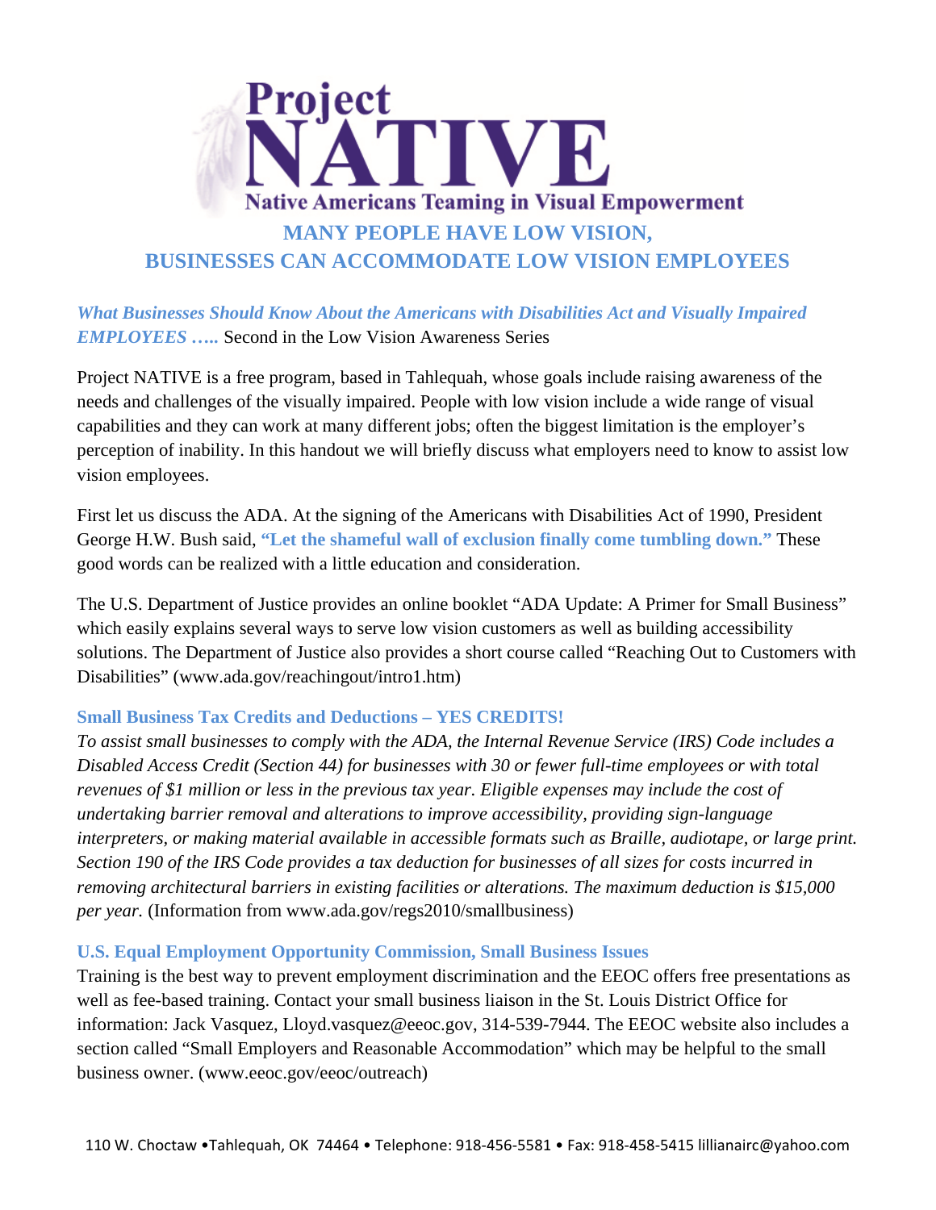# Project NATIVE

**Native Americans Teaming in Visual Empowerment**

## MANY PEOPLE HAVE LOW VISION, BUSINESSES CAN ACCOMMODATE LOW VISION EMPLOYEES

***What Businesses Should Know About the Americans with Disabilities Act and Visually Impaired EMPLOYEES …..*** Second in the Low Vision Awareness Series

Project NATIVE is a free program, based in Tahlequah, whose goals include raising awareness of the needs and challenges of the visually impaired. People with low vision include a wide range of visual capabilities and they can work at many different jobs; often the biggest limitation is the employer's perception of inability. In this handout we will briefly discuss what employers need to know to assist low vision employees.

First let us discuss the ADA. At the signing of the Americans with Disabilities Act of 1990, President George H.W. Bush said, **"Let the shameful wall of exclusion finally come tumbling down."** These good words can be realized with a little education and consideration.

The U.S. Department of Justice provides an online booklet "ADA Update: A Primer for Small Business" which easily explains several ways to serve low vision customers as well as building accessibility solutions. The Department of Justice also provides a short course called "Reaching Out to Customers with Disabilities" (www.ada.gov/reachingout/intro1.htm)

### Small Business Tax Credits and Deductions – YES CREDITS!

*To assist small businesses to comply with the ADA, the Internal Revenue Service (IRS) Code includes a Disabled Access Credit (Section 44) for businesses with 30 or fewer full-time employees or with total revenues of $1 million or less in the previous tax year. Eligible expenses may include the cost of undertaking barrier removal and alterations to improve accessibility, providing sign-language interpreters, or making material available in accessible formats such as Braille, audiotape, or large print. Section 190 of the IRS Code provides a tax deduction for businesses of all sizes for costs incurred in removing architectural barriers in existing facilities or alterations. The maximum deduction is $15,000 per year.* (Information from www.ada.gov/regs2010/smallbusiness)

### U.S. Equal Employment Opportunity Commission, Small Business Issues

Training is the best way to prevent employment discrimination and the EEOC offers free presentations as well as fee-based training. Contact your small business liaison in the St. Louis District Office for information: Jack Vasquez, Lloyd.vasquez@eeoc.gov, 314-539-7944. The EEOC website also includes a section called "Small Employers and Reasonable Accommodation" which may be helpful to the small business owner. (www.eeoc.gov/eeoc/outreach)

110 W. Choctaw •Tahlequah, OK 74464 • Telephone: 918-456-5581 • Fax: 918-458-5415 lillianairc@yahoo.com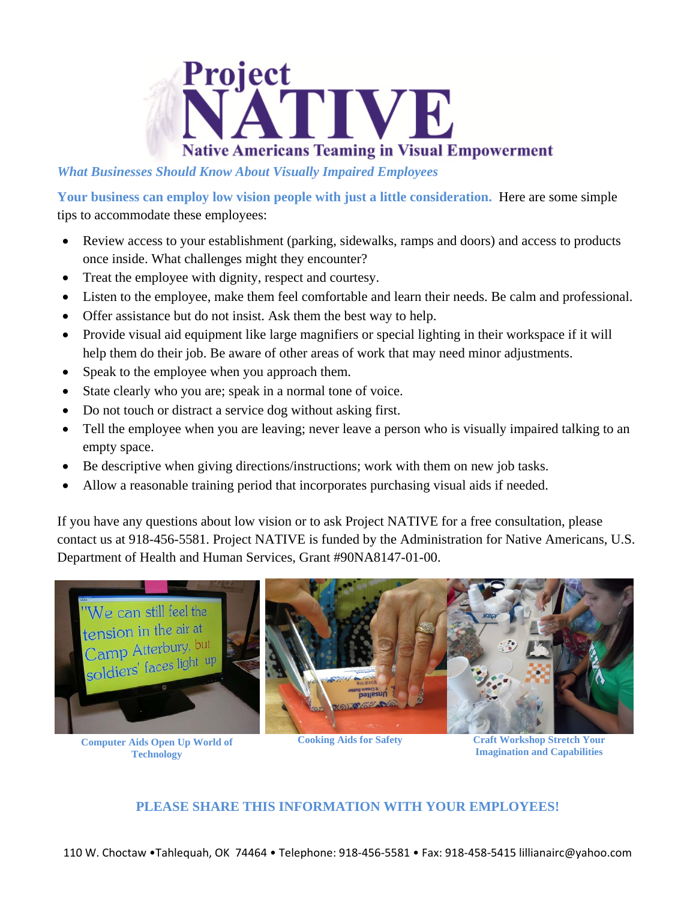# Project NATIVE

Native Americans Teaming in Visual Empowerment

*What Businesses Should Know About Visually Impaired Employees*

**Your business can employ low vision people with just a little consideration.** Here are some simple tips to accommodate these employees:

- Review access to your establishment (parking, sidewalks, ramps and doors) and access to products once inside. What challenges might they encounter?
- Treat the employee with dignity, respect and courtesy.
- Listen to the employee, make them feel comfortable and learn their needs. Be calm and professional.
- Offer assistance but do not insist. Ask them the best way to help.
- Provide visual aid equipment like large magnifiers or special lighting in their workspace if it will help them do their job. Be aware of other areas of work that may need minor adjustments.
- Speak to the employee when you approach them.
- State clearly who you are; speak in a normal tone of voice.
- Do not touch or distract a service dog without asking first.
- Tell the employee when you are leaving; never leave a person who is visually impaired talking to an empty space.
- Be descriptive when giving directions/instructions; work with them on new job tasks.
- Allow a reasonable training period that incorporates purchasing visual aids if needed.

If you have any questions about low vision or to ask Project NATIVE for a free consultation, please contact us at 918-456-5581. Project NATIVE is funded by the Administration for Native Americans, U.S. Department of Health and Human Services, Grant #90NA8147-01-00.

**Computer Aids Open Up World of Technology**

**Cooking Aids for Safety**

**Craft Workshop Stretch Your Imagination and Capabilities**

**PLEASE SHARE THIS INFORMATION WITH YOUR EMPLOYEES!**

110 W. Choctaw • Tahlequah, OK 74464 • Telephone: 918-456-5581 • Fax: 918-458-5415 lillianairc@yahoo.com